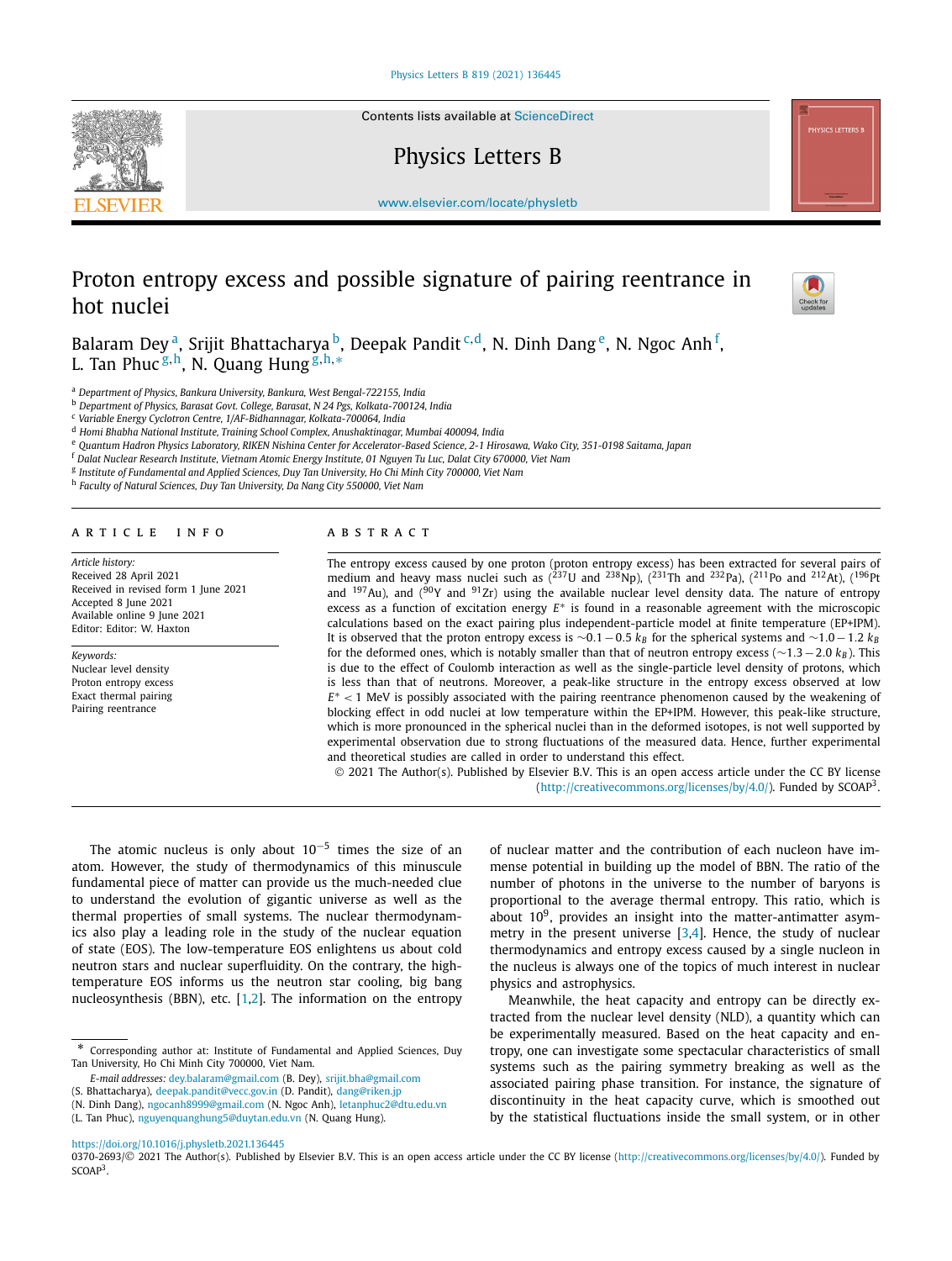# Proton entropy excess and possible signature of pairing reentrance in hot nuclei

Balaram Dey [a], Srijit Bhattacharya [b], Deepak Pandit [c,d], N. Dinh Dang [e], N. Ngoc Anh [f], L. Tan Phuc [g,h], N. Quang Hung [g,h,*]

[a] *Department of Physics, Bankura University, Bankura, West Bengal-722155, India*
[b] *Department of Physics, Barasat Govt. College, Barasat, N 24 Pgs, Kolkata-700124, India*
[c] *Variable Energy Cyclotron Centre, 1/AF-Bidhannagar, Kolkata-700064, India*
[d] *Homi Bhabha National Institute, Training School Complex, Anushaktinagar, Mumbai 400094, India*
[e] *Quantum Hadron Physics Laboratory, RIKEN Nishina Center for Accelerator-Based Science, 2-1 Hirosawa, Wako City, 351-0198 Saitama, Japan*
[f] *Dalat Nuclear Research Institute, Vietnam Atomic Energy Institute, 01 Nguyen Tu Luc, Dalat City 670000, Viet Nam*
[g] *Institute of Fundamental and Applied Sciences, Duy Tan University, Ho Chi Minh City 700000, Viet Nam*
[h] *Faculty of Natural Sciences, Duy Tan University, Da Nang City 550000, Viet Nam*

## ARTICLE INFO

*Article history:*
Received 28 April 2021
Received in revised form 1 June 2021
Accepted 8 June 2021
Available online 9 June 2021
Editor: Editor: W. Haxton

*Keywords:*
Nuclear level density
Proton entropy excess
Exact thermal pairing
Pairing reentrance

## ABSTRACT

The entropy excess caused by one proton (proton entropy excess) has been extracted for several pairs of medium and heavy mass nuclei such as ($^{237}$U and $^{238}$Np), ($^{231}$Th and $^{232}$Pa), ($^{211}$Po and $^{212}$At), ($^{196}$Pt and $^{197}$Au), and ($^{90}$Y and $^{91}$Zr) using the available nuclear level density data. The nature of entropy excess as a function of excitation energy $E^*$ is found in a reasonable agreement with the microscopic calculations based on the exact pairing plus independent-particle model at finite temperature (EP+IPM). It is observed that the proton entropy excess is $\sim 0.1 - 0.5$ $k_B$ for the spherical systems and $\sim 1.0 - 1.2$ $k_B$ for the deformed ones, which is notably smaller than that of neutron entropy excess ($\sim 1.3 - 2.0$ $k_B$). This is due to the effect of Coulomb interaction as well as the single-particle level density of protons, which is less than that of neutrons. Moreover, a peak-like structure in the entropy excess observed at low $E^* < 1$ MeV is possibly associated with the pairing reentrance phenomenon caused by the weakening of blocking effect in odd nuclei at low temperature within the EP+IPM. However, this peak-like structure, which is more pronounced in the spherical nuclei than in the deformed isotopes, is not well supported by experimental observation due to strong fluctuations of the measured data. Hence, further experimental and theoretical studies are called in order to understand this effect.

© 2021 The Author(s). Published by Elsevier B.V. This is an open access article under the CC BY license (http://creativecommons.org/licenses/by/4.0/). Funded by SCOAP[3].

The atomic nucleus is only about $10^{-5}$ times the size of an atom. However, the study of thermodynamics of this minuscule fundamental piece of matter can provide us the much-needed clue to understand the evolution of gigantic universe as well as the thermal properties of small systems. The nuclear thermodynamics also play a leading role in the study of the nuclear equation of state (EOS). The low-temperature EOS enlightens us about cold neutron stars and nuclear superfluidity. On the contrary, the high-temperature EOS informs us the neutron star cooling, big bang nucleosynthesis (BBN), etc. [1,2]. The information on the entropy of nuclear matter and the contribution of each nucleon have immense potential in building up the model of BBN. The ratio of the number of photons in the universe to the number of baryons is proportional to the average thermal entropy. This ratio, which is about $10^9$, provides an insight into the matter-antimatter asymmetry in the present universe [3,4]. Hence, the study of nuclear thermodynamics and entropy excess caused by a single nucleon in the nucleus is always one of the topics of much interest in nuclear physics and astrophysics.

Meanwhile, the heat capacity and entropy can be directly extracted from the nuclear level density (NLD), a quantity which can be experimentally measured. Based on the heat capacity and entropy, one can investigate some spectacular characteristics of small systems such as the pairing symmetry breaking as well as the associated pairing phase transition. For instance, the signature of discontinuity in the heat capacity curve, which is smoothed out by the statistical fluctuations inside the small system, or in other

---

\* Corresponding author at: Institute of Fundamental and Applied Sciences, Duy Tan University, Ho Chi Minh City 700000, Viet Nam.

*E-mail addresses:* dey.balaram@gmail.com (B. Dey), srijit.bha@gmail.com (S. Bhattacharya), deepak.pandit@vecc.gov.in (D. Pandit), dang@riken.jp (N. Dinh Dang), ngocanh8999@gmail.com (N. Ngoc Anh), letanphuc2@dtu.edu.vn (L. Tan Phuc), nguyenquanghung5@duytan.edu.vn (N. Quang Hung).

https://doi.org/10.1016/j.physletb.2021.136445
0370-2693/© 2021 The Author(s). Published by Elsevier B.V. This is an open access article under the CC BY license (http://creativecommons.org/licenses/by/4.0/). Funded by SCOAP[3].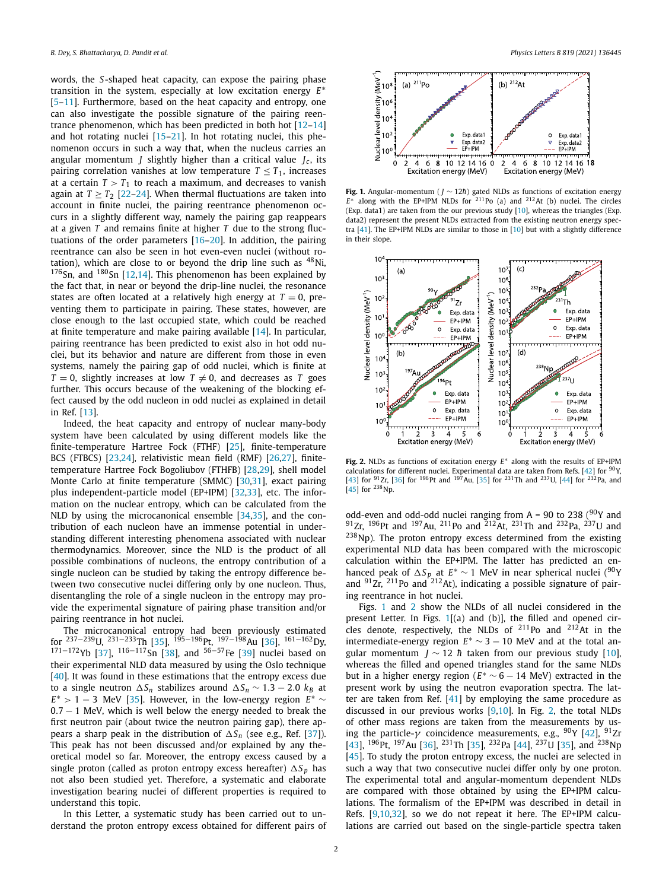words, the $S$-shaped heat capacity, can expose the pairing phase transition in the system, especially at low excitation energy $E^*$ [5–11]. Furthermore, based on the heat capacity and entropy, one can also investigate the possible signature of the pairing reentrance phenomenon, which has been predicted in both hot [12–14] and hot rotating nuclei [15–21]. In hot rotating nuclei, this phenomenon occurs in such a way that, when the nucleus carries an angular momentum $J$ slightly higher than a critical value $J_c$, its pairing correlation vanishes at low temperature $T \leq T_1$, increases at a certain $T > T_1$ to reach a maximum, and decreases to vanish again at $T \geq T_2$ [22–24]. When thermal fluctuations are taken into account in finite nuclei, the pairing reentrance phenomenon occurs in a slightly different way, namely the pairing gap reappears at a given $T$ and remains finite at higher $T$ due to the strong fluctuations of the order parameters [16–20]. In addition, the pairing reentrance can also be seen in hot even-even nuclei (without rotation), which are close to or beyond the drip line such as $^{48}$Ni, $^{176}$Sn, and $^{180}$Sn [12,14]. This phenomenon has been explained by the fact that, in near or beyond the drip-line nuclei, the resonance states are often located at a relatively high energy at $T = 0$, preventing them to participate in pairing. These states, however, are close enough to the last occupied state, which could be reached at finite temperature and make pairing available [14]. In particular, pairing reentrance has been predicted to exist also in hot odd nuclei, but its behavior and nature are different from those in even systems, namely the pairing gap of odd nuclei, which is finite at $T = 0$, slightly increases at low $T \neq 0$, and decreases as $T$ goes further. This occurs because of the weakening of the blocking effect caused by the odd nucleon in odd nuclei as explained in detail in Ref. [13].

Indeed, the heat capacity and entropy of nuclear many-body system have been calculated by using different models like the finite-temperature Hartree Fock (FTHF) [25], finite-temperature BCS (FTBCS) [23,24], relativistic mean field (RMF) [26,27], finite-temperature Hartree Fock Bogoliubov (FTHFB) [28,29], shell model Monte Carlo at finite temperature (SMMC) [30,31], exact pairing plus independent-particle model (EP+IPM) [32,33], etc. The information on the nuclear entropy, which can be calculated from the NLD by using the microcanonical ensemble [34,35], and the contribution of each nucleon have an immense potential in understanding different interesting phenomena associated with nuclear thermodynamics. Moreover, since the NLD is the product of all possible combinations of nucleons, the entropy contribution of a single nucleon can be studied by taking the entropy difference between two consecutive nuclei differing only by one nucleon. Thus, disentangling the role of a single nucleon in the entropy may provide the experimental signature of pairing phase transition and/or pairing reentrance in hot nuclei.

The microcanonical entropy had been previously estimated for $^{237-239}$U, $^{231-233}$Th [35], $^{195-196}$Pt, $^{197-198}$Au [36], $^{161-162}$Dy, $^{171-172}$Yb [37], $^{116-117}$Sn [38], and $^{56-57}$Fe [39] nuclei based on their experimental NLD data measured by using the Oslo technique [40]. It was found in these estimations that the entropy excess due to a single neutron $\Delta S_n$ stabilizes around $\Delta S_n \sim 1.3 - 2.0\ k_B$ at $E^* > 1 - 3$ MeV [35]. However, in the low-energy region $E^* \sim 0.7 - 1$ MeV, which is well below the energy needed to break the first neutron pair (about twice the neutron pairing gap), there appears a sharp peak in the distribution of $\Delta S_n$ (see e.g., Ref. [37]). This peak has not been discussed and/or explained by any theoretical model so far. Moreover, the entropy excess caused by a single proton (called as proton entropy excess hereafter) $\Delta S_p$ has not also been studied yet. Therefore, a systematic and elaborate investigation bearing nuclei of different properties is required to understand this topic.

In this Letter, a systematic study has been carried out to understand the proton entropy excess obtained for different pairs of odd-even and odd-odd nuclei ranging from A = 90 to 238 ($^{90}$Y and $^{91}$Zr, $^{196}$Pt and $^{197}$Au, $^{211}$Po and $^{212}$At, $^{231}$Th and $^{232}$Pa, $^{237}$U and $^{238}$Np). The proton entropy excess determined from the existing experimental NLD data has been compared with the microscopic calculation within the EP+IPM. The latter has predicted an enhanced peak of $\Delta S_p$ at $E^* \sim 1$ MeV in near spherical nuclei ($^{90}$Y and $^{91}$Zr, $^{211}$Po and $^{212}$At), indicating a possible signature of pairing reentrance in hot nuclei.

Figs. 1 and 2 show the NLDs of all nuclei considered in the present Letter. In Figs. 1[(a) and (b)], the filled and opened circles denote, respectively, the NLDs of $^{211}$Po and $^{212}$At in the intermediate-energy region $E^* \sim 3 - 10$ MeV and at the total angular momentum $J \sim 12\ \hbar$ taken from our previous study [10], whereas the filled and opened triangles stand for the same NLDs but in a higher energy region ($E^* \sim 6 - 14$ MeV) extracted in the present work by using the neutron evaporation spectra. The latter are taken from Ref. [41] by employing the same procedure as discussed in our previous works [9,10]. In Fig. 2, the total NLDs of other mass regions are taken from the measurements by using the particle-$\gamma$ coincidence measurements, e.g., $^{90}$Y [42], $^{91}$Zr [43], $^{196}$Pt, $^{197}$Au [36], $^{231}$Th [35], $^{232}$Pa [44], $^{237}$U [35], and $^{238}$Np [45]. To study the proton entropy excess, the nuclei are selected in such a way that two consecutive nuclei differ only by one proton. The experimental total and angular-momentum dependent NLDs are compared with those obtained by using the EP+IPM calculations. The formalism of the EP+IPM was described in detail in Refs. [9,10,32], so we do not repeat it here. The EP+IPM calculations are carried out based on the single-particle spectra taken

**Fig. 1.** Angular-momentum ($J \sim 12\hbar$) gated NLDs as functions of excitation energy $E^*$ along with the EP+IPM NLDs for $^{211}$Po (a) and $^{212}$At (b) nuclei. The circles (Exp. data1) are taken from the our previous study [10], whereas the triangles (Exp. data2) represent the present NLDs extracted from the existing neutron energy spectra [41]. The EP+IPM NLDs are similar to those in [10] but with a slightly difference in their slope.

**Fig. 2.** NLDs as functions of excitation energy $E^*$ along with the results of EP+IPM calculations for different nuclei. Experimental data are taken from Refs. [42] for $^{90}$Y, [43] for $^{91}$Zr, [36] for $^{196}$Pt and $^{197}$Au, [35] for $^{231}$Th and $^{237}$U, [44] for $^{232}$Pa, and [45] for $^{238}$Np.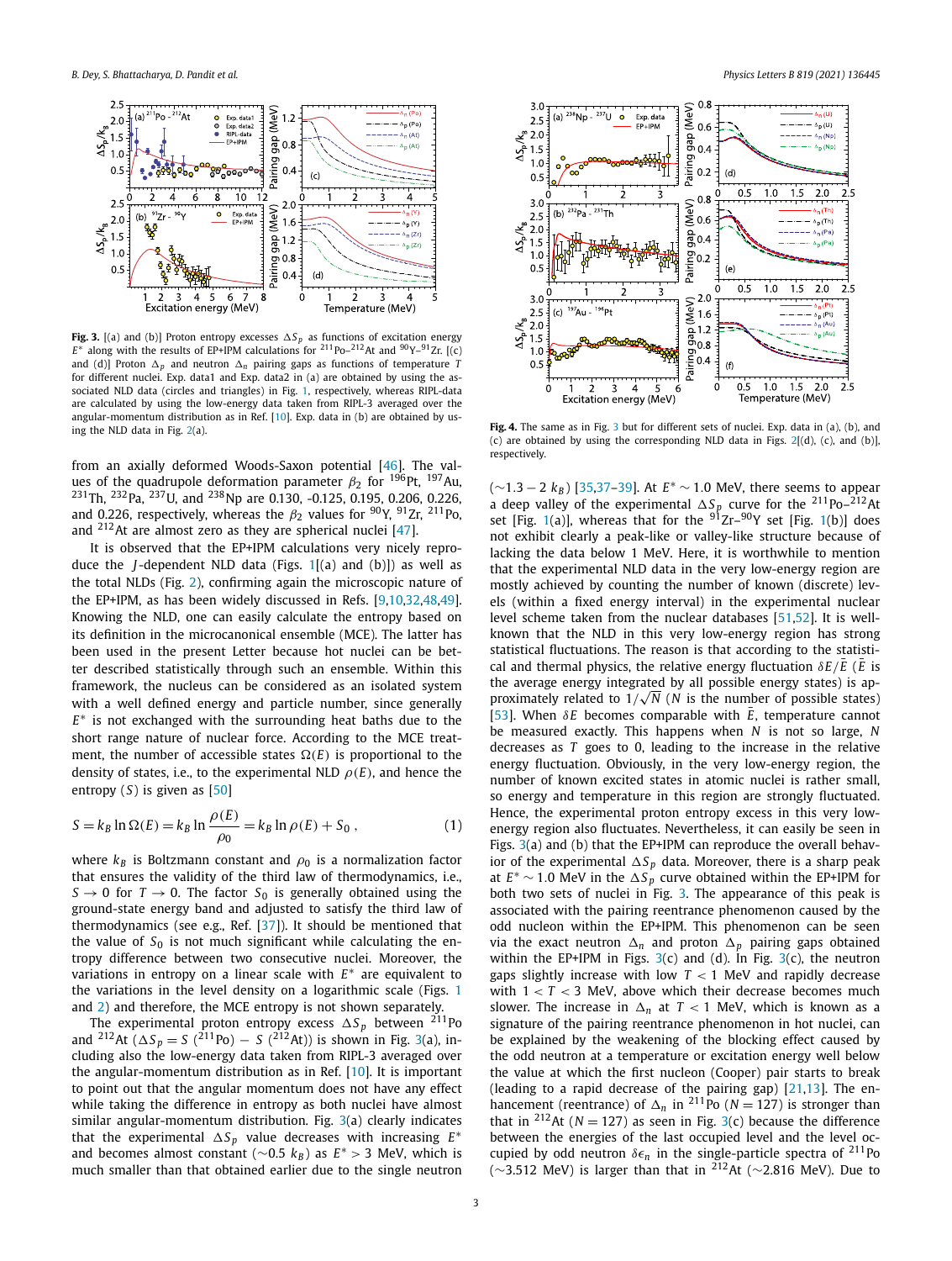**Fig. 3.** [(a) and (b)] Proton entropy excesses $\Delta S_p$ as functions of excitation energy $E^*$ along with the results of EP+IPM calculations for $^{211}$Po–$^{212}$At and $^{90}$Y–$^{91}$Zr. [(c) and (d)] Proton $\Delta_p$ and neutron $\Delta_n$ pairing gaps as functions of temperature $T$ for different nuclei. Exp. data1 and Exp. data2 in (a) are obtained by using the associated NLD data (circles and triangles) in Fig. 1, respectively, whereas RIPL-data are calculated by using the low-energy data taken from RIPL-3 averaged over the angular-momentum distribution as in Ref. [10]. Exp. data in (b) are obtained by using the NLD data in Fig. 2(a).

**Fig. 4.** The same as in Fig. 3 but for different sets of nuclei. Exp. data in (a), (b), and (c) are obtained by using the corresponding NLD data in Figs. 2[(d), (c), and (b)], respectively.

from an axially deformed Woods-Saxon potential [46]. The values of the quadrupole deformation parameter $\beta_2$ for $^{196}$Pt, $^{197}$Au, $^{231}$Th, $^{232}$Pa, $^{237}$U, and $^{238}$Np are 0.130, -0.125, 0.195, 0.206, 0.226, and 0.226, respectively, whereas the $\beta_2$ values for $^{90}$Y, $^{91}$Zr, $^{211}$Po, and $^{212}$At are almost zero as they are spherical nuclei [47].

It is observed that the EP+IPM calculations very nicely reproduce the $J$-dependent NLD data (Figs. 1[(a) and (b)]) as well as the total NLDs (Fig. 2), confirming again the microscopic nature of the EP+IPM, as has been widely discussed in Refs. [9,10,32,48,49]. Knowing the NLD, one can easily calculate the entropy based on its definition in the microcanonical ensemble (MCE). The latter has been used in the present Letter because hot nuclei can be better described statistically through such an ensemble. Within this framework, the nucleus can be considered as an isolated system with a well defined energy and particle number, since generally $E^*$ is not exchanged with the surrounding heat baths due to the short range nature of nuclear force. According to the MCE treatment, the number of accessible states $\Omega(E)$ is proportional to the density of states, i.e., to the experimental NLD $\rho(E)$, and hence the entropy ($S$) is given as [50]

$$S = k_B \ln \Omega(E) = k_B \ln \frac{\rho(E)}{\rho_0} = k_B \ln \rho(E) + S_0 , \tag{1}$$

where $k_B$ is Boltzmann constant and $\rho_0$ is a normalization factor that ensures the validity of the third law of thermodynamics, i.e., $S \to 0$ for $T \to 0$. The factor $S_0$ is generally obtained using the ground-state energy band and adjusted to satisfy the third law of thermodynamics (see e.g., Ref. [37]). It should be mentioned that the value of $S_0$ is not much significant while calculating the entropy difference between two consecutive nuclei. Moreover, the variations in entropy on a linear scale with $E^*$ are equivalent to the variations in the level density on a logarithmic scale (Figs. 1 and 2) and therefore, the MCE entropy is not shown separately.

The experimental proton entropy excess $\Delta S_p$ between $^{211}$Po and $^{212}$At ($\Delta S_p = S$ ($^{211}$Po) $-$ $S$ ($^{212}$At)) is shown in Fig. 3(a), including also the low-energy data taken from RIPL-3 averaged over the angular-momentum distribution as in Ref. [10]. It is important to point out that the angular momentum does not have any effect while taking the difference in entropy as both nuclei have almost similar angular-momentum distribution. Fig. 3(a) clearly indicates that the experimental $\Delta S_p$ value decreases with increasing $E^*$ and becomes almost constant ($\sim$0.5 $k_B$) as $E^* > 3$ MeV, which is much smaller than that obtained earlier due to the single neutron ($\sim$1.3 – 2 $k_B$) [35,37–39]. At $E^* \sim 1.0$ MeV, there seems to appear a deep valley of the experimental $\Delta S_p$ curve for the $^{211}$Po–$^{212}$At set [Fig. 1(a)], whereas that for the $^{91}$Zr–$^{90}$Y set [Fig. 1(b)] does not exhibit clearly a peak-like or valley-like structure because of lacking the data below 1 MeV. Here, it is worthwhile to mention that the experimental NLD data in the very low-energy region are mostly achieved by counting the number of known (discrete) levels (within a fixed energy interval) in the experimental nuclear level scheme taken from the nuclear databases [51,52]. It is well-known that the NLD in this very low-energy region has strong statistical fluctuations. The reason is that according to the statistical and thermal physics, the relative energy fluctuation $\delta E/\bar{E}$ ($\bar{E}$ is the average energy integrated by all possible energy states) is approximately related to $1/\sqrt{N}$ ($N$ is the number of possible states) [53]. When $\delta E$ becomes comparable with $\bar{E}$, temperature cannot be measured exactly. This happens when $N$ is not so large, $N$ decreases as $T$ goes to 0, leading to the increase in the relative energy fluctuation. Obviously, in the very low-energy region, the number of known excited states in atomic nuclei is rather small, so energy and temperature in this region are strongly fluctuated. Hence, the experimental proton entropy excess in this very low-energy region also fluctuates. Nevertheless, it can easily be seen in Figs. 3(a) and (b) that the EP+IPM can reproduce the overall behavior of the experimental $\Delta S_p$ data. Moreover, there is a sharp peak at $E^* \sim 1.0$ MeV in the $\Delta S_p$ curve obtained within the EP+IPM for both two sets of nuclei in Fig. 3. The appearance of this peak is associated with the pairing reentrance phenomenon caused by the odd neutron within the EP+IPM. This phenomenon can be seen via the exact neutron $\Delta_n$ and proton $\Delta_p$ pairing gaps obtained within the EP+IPM in Figs. 3(c) and (d). In Fig. 3(c), the neutron gaps slightly increase with low $T < 1$ MeV and rapidly decrease with $1 < T < 3$ MeV, above which their decrease becomes much slower. The increase in $\Delta_n$ at $T < 1$ MeV, which is known as a signature of the pairing reentrance phenomenon in hot nuclei, can be explained by the weakening of the blocking effect caused by the odd neutron at a temperature or excitation energy well below the value at which the first nucleon (Cooper) pair starts to break (leading to a rapid decrease of the pairing gap) [21,13]. The enhancement (reentrance) of $\Delta_n$ in $^{211}$Po ($N = 127$) is stronger than that in $^{212}$At ($N = 127$) as seen in Fig. 3(c) because the difference between the energies of the last occupied level and the level occupied by odd neutron $\delta\epsilon_n$ in the single-particle spectra of $^{211}$Po ($\sim$3.512 MeV) is larger than that in $^{212}$At ($\sim$2.816 MeV). Due to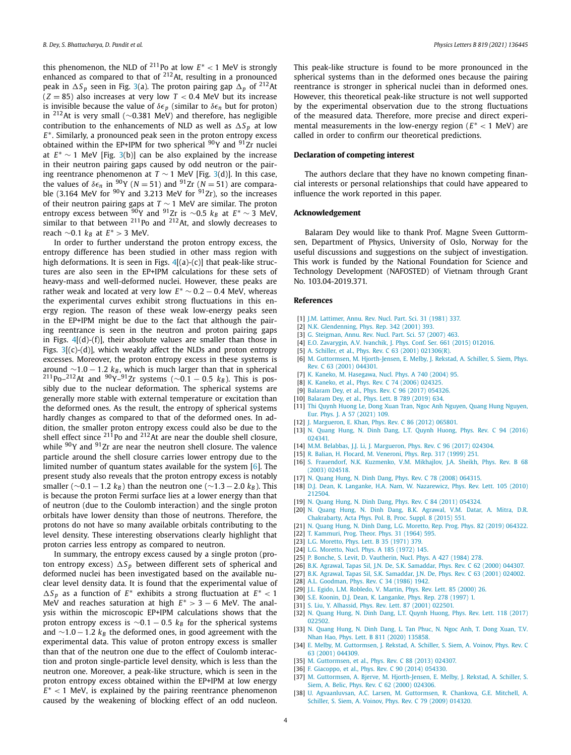this phenomenon, the NLD of $^{211}$Po at low $E^* < 1$ MeV is strongly enhanced as compared to that of $^{212}$At, resulting in a pronounced peak in $\Delta S_p$ seen in Fig. 3(a). The proton pairing gap $\Delta_p$ of $^{212}$At ($Z = 85$) also increases at very low $T < 0.4$ MeV but its increase is invisible because the value of $\delta\epsilon_p$ (similar to $\delta\epsilon_n$ but for proton) in $^{212}$At is very small ($\sim$0.381 MeV) and therefore, has negligible contribution to the enhancements of NLD as well as $\Delta S_p$ at low $E^*$. Similarly, a pronounced peak seen in the proton entropy excess obtained within the EP+IPM for two spherical $^{90}$Y and $^{91}$Zr nuclei at $E^* \sim 1$ MeV [Fig. 3(b)] can be also explained by the increase in their neutron pairing gaps caused by odd neutron or the pairing reentrance phenomenon at $T \sim 1$ MeV [Fig. 3(d)]. In this case, the values of $\delta\epsilon_n$ in $^{90}$Y ($N = 51$) and $^{91}$Zr ($N = 51$) are comparable (3.164 MeV for $^{90}$Y and 3.213 MeV for $^{91}$Zr), so the increases of their neutron pairing gaps at $T \sim 1$ MeV are similar. The proton entropy excess between $^{90}$Y and $^{91}$Zr is $\sim$0.5 $k_B$ at $E^* \sim 3$ MeV, similar to that between $^{211}$Po and $^{212}$At, and slowly decreases to reach $\sim$0.1 $k_B$ at $E^* > 3$ MeV.

In order to further understand the proton entropy excess, the entropy difference has been studied in other mass region with high deformations. It is seen in Figs. 4[(a)-(c)] that peak-like structures are also seen in the EP+IPM calculations for these sets of heavy-mass and well-deformed nuclei. However, these peaks are rather weak and located at very low $E^* \sim 0.2 - 0.4$ MeV, whereas the experimental curves exhibit strong fluctuations in this energy region. The reason of these weak low-energy peaks seen in the EP+IPM might be due to the fact that although the pairing reentrance is seen in the neutron and proton pairing gaps in Figs. 4[(d)-(f)], their absolute values are smaller than those in Figs. 3[(c)-(d)], which weakly affect the NLDs and proton entropy excesses. Moreover, the proton entropy excess in these systems is around $\sim$1.0 − 1.2 $k_B$, which is much larger than that in spherical $^{211}$Po–$^{212}$At and $^{90}$Y–$^{91}$Zr systems ($\sim$0.1 − 0.5 $k_B$). This is possibly due to the nuclear deformation. The spherical systems are generally more stable with external temperature or excitation than the deformed ones. As the result, the entropy of spherical systems hardly changes as compared to that of the deformed ones. In addition, the smaller proton entropy excess could also be due to the shell effect since $^{211}$Po and $^{212}$At are near the double shell closure, while $^{90}$Y and $^{91}$Zr are near the neutron shell closure. The valence particle around the shell closure carries lower entropy due to the limited number of quantum states available for the system [6]. The present study also reveals that the proton entropy excess is notably smaller ($\sim$0.1 − 1.2 $k_B$) than the neutron one ($\sim$1.3 − 2.0 $k_B$). This is because the proton Fermi surface lies at a lower energy than that of neutron (due to the Coulomb interaction) and the single proton orbitals have lower density than those of neutrons. Therefore, the protons do not have so many available orbitals contributing to the level density. These interesting observations clearly highlight that proton carries less entropy as compared to neutron.

In summary, the entropy excess caused by a single proton (proton entropy excess) $\Delta S_p$ between different sets of spherical and deformed nuclei has been investigated based on the available nuclear level density data. It is found that the experimental value of $\Delta S_p$ as a function of $E^*$ exhibits a strong fluctuation at $E^* < 1$ MeV and reaches saturation at high $E^* > 3 - 6$ MeV. The analysis within the microscopic EP+IPM calculations shows that the proton entropy excess is $\sim$0.1 − 0.5 $k_B$ for the spherical systems and $\sim$1.0 − 1.2 $k_B$ the deformed ones, in good agreement with the experimental data. This value of proton entropy excess is smaller than that of the neutron one due to the effect of Coulomb interaction and proton single-particle level density, which is less than the neutron one. Moreover, a peak-like structure, which is seen in the proton entropy excess obtained within the EP+IPM at low energy $E^* < 1$ MeV, is explained by the pairing reentrance phenomenon caused by the weakening of blocking effect of an odd nucleon. This peak-like structure is found to be more pronounced in the spherical systems than in the deformed ones because the pairing reentrance is stronger in spherical nuclei than in deformed ones. However, this theoretical peak-like structure is not well supported by the experimental observation due to the strong fluctuations of the measured data. Therefore, more precise and direct experimental measurements in the low-energy region ($E^* < 1$ MeV) are called in order to confirm our theoretical predictions.

## Declaration of competing interest

The authors declare that they have no known competing financial interests or personal relationships that could have appeared to influence the work reported in this paper.

## Acknowledgement

Balaram Dey would like to thank Prof. Magne Sveen Guttormsen, Department of Physics, University of Oslo, Norway for the useful discussions and suggestions on the subject of investigation. This work is funded by the National Foundation for Science and Technology Development (NAFOSTED) of Vietnam through Grant No. 103.04-2019.371.

## References

[1] J.M. Lattimer, Annu. Rev. Nucl. Part. Sci. 31 (1981) 337.
[2] N.K. Glendenning, Phys. Rep. 342 (2001) 393.
[3] G. Steigman, Annu. Rev. Nucl. Part. Sci. 57 (2007) 463.
[4] E.O. Zavarygin, A.V. Ivanchik, J. Phys. Conf. Ser. 661 (2015) 012016.
[5] A. Schiller, et al., Phys. Rev. C 63 (2001) 021306(R).
[6] M. Guttormsen, M. Hjorth-Jensen, E. Melby, J. Rekstad, A. Schiller, S. Siem, Phys. Rev. C 63 (2001) 044301.
[7] K. Kaneko, M. Hasegawa, Nucl. Phys. A 740 (2004) 95.
[8] K. Kaneko, et al., Phys. Rev. C 74 (2006) 024325.
[9] Balaram Dey, et al., Phys. Rev. C 96 (2017) 054326.
[10] Balaram Dey, et al., Phys. Lett. B 789 (2019) 634.
[11] Thi Quynh Huong Le, Dong Xuan Tran, Ngoc Anh Nguyen, Quang Hung Nguyen, Eur. Phys. J. A 57 (2021) 109.
[12] J. Margueron, E. Khan, Phys. Rev. C 86 (2012) 065801.
[13] N. Quang Hung, N. Dinh Dang, L.T. Quynh Huong, Phys. Rev. C 94 (2016) 024341.
[14] M.M. Belabbas, J.J. Li, J. Margueron, Phys. Rev. C 96 (2017) 024304.
[15] R. Balian, H. Flocard, M. Veneroni, Phys. Rep. 317 (1999) 251.
[16] S. Frauendorf, N.K. Kuzmenko, V.M. Mikhajlov, J.A. Sheikh, Phys. Rev. B 68 (2003) 024518.
[17] N. Quang Hung, N. Dinh Dang, Phys. Rev. C 78 (2008) 064315.
[18] D.J. Dean, K. Langanke, H.A. Nam, W. Nazarewicz, Phys. Rev. Lett. 105 (2010) 212504.
[19] N. Quang Hung, N. Dinh Dang, Phys. Rev. C 84 (2011) 054324.
[20] N. Quang Hung, N. Dinh Dang, B.K. Agrawal, V.M. Datar, A. Mitra, D.R. Chakrabarty, Acta Phys. Pol. B, Proc. Suppl. 8 (2015) 551.
[21] N. Quang Hung, N. Dinh Dang, L.G. Moretto, Rep. Prog. Phys. 82 (2019) 064322.
[22] T. Kammuri, Prog. Theor. Phys. 31 (1964) 595.
[23] L.G. Moretto, Phys. Lett. B 35 (1971) 379.
[24] L.G. Moretto, Nucl. Phys. A 185 (1972) 145.
[25] P. Bonche, S. Levit, D. Vautherin, Nucl. Phys. A 427 (1984) 278.
[26] B.K. Agrawal, Tapas Sil, J.N. De, S.K. Samaddar, Phys. Rev. C 62 (2000) 044307.
[27] B.K. Agrawal, Tapas Sil, S.K. Samaddar, J.N. De, Phys. Rev. C 63 (2001) 024002.
[28] A.L. Goodman, Phys. Rev. C 34 (1986) 1942.
[29] J.L. Egido, L.M. Robledo, V. Martin, Phys. Rev. Lett. 85 (2000) 26.
[30] S.E. Koonin, D.J. Dean, K. Langanke, Phys. Rep. 278 (1997) 1.
[31] S. Liu, Y. Alhassid, Phys. Rev. Lett. 87 (2001) 022501.
[32] N. Quang Hung, N. Dinh Dang, L.T. Quynh Huong, Phys. Rev. Lett. 118 (2017) 022502.
[33] N. Quang Hung, N. Dinh Dang, L. Tan Phuc, N. Ngoc Anh, T. Dong Xuan, T.V. Nhan Hao, Phys. Lett. B 811 (2020) 135858.
[34] E. Melby, M. Guttormsen, J. Rekstad, A. Schiller, S. Siem, A. Voinov, Phys. Rev. C 63 (2001) 044309.
[35] M. Guttormsen, et al., Phys. Rev. C 88 (2013) 024307.
[36] F. Giacoppo, et al., Phys. Rev. C 90 (2014) 054330.
[37] M. Guttormsen, A. Bjerve, M. Hjorth-Jensen, E. Melby, J. Rekstad, A. Schiller, S. Siem, A. Belic, Phys. Rev. C 62 (2000) 024306.
[38] U. Agvaanluvsan, A.C. Larsen, M. Guttormsen, R. Chankova, G.E. Mitchell, A. Schiller, S. Siem, A. Voinov, Phys. Rev. C 79 (2009) 014320.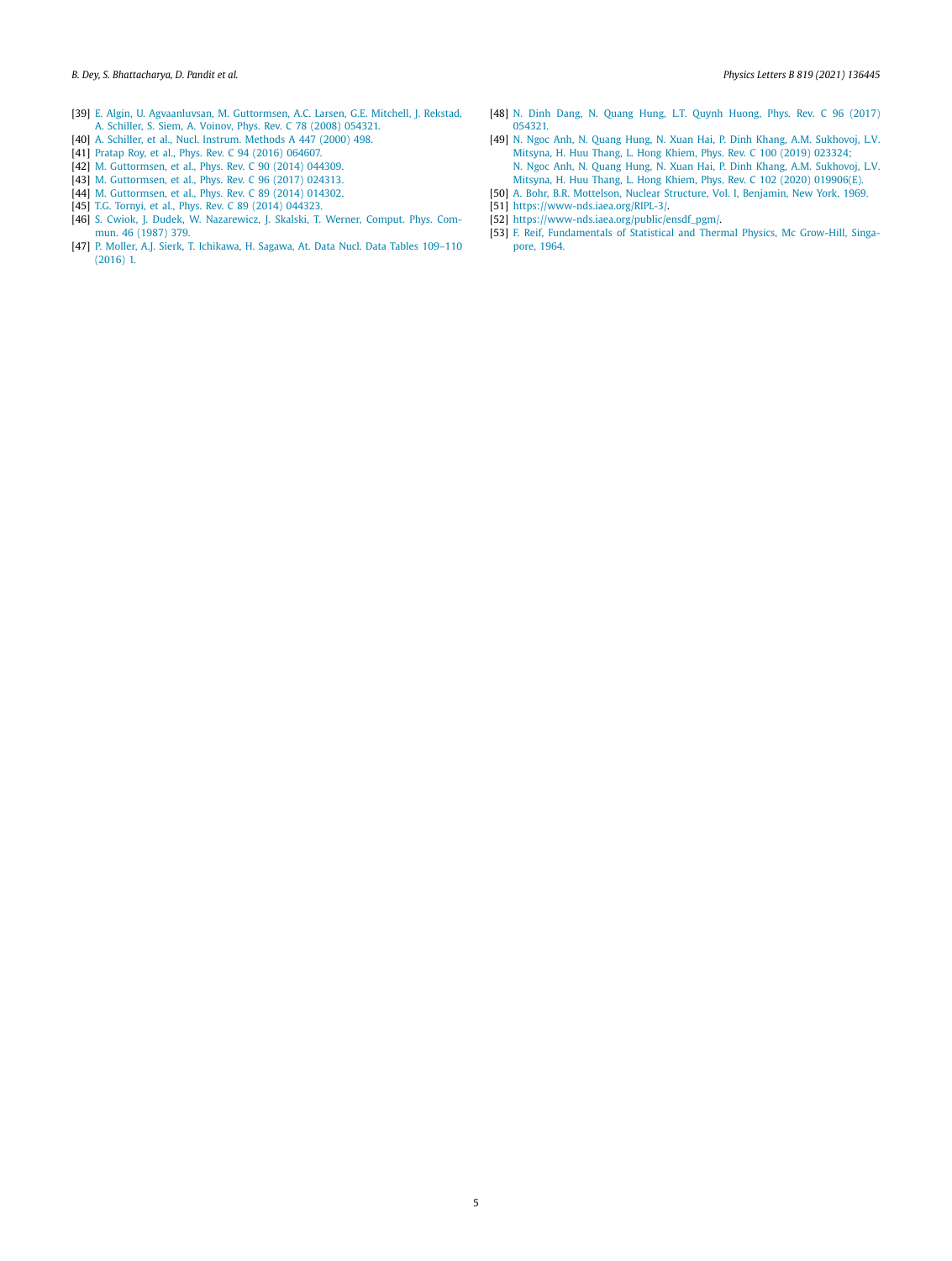[39] E. Algin, U. Agvaanluvsan, M. Guttormsen, A.C. Larsen, G.E. Mitchell, J. Rekstad, A. Schiller, S. Siem, A. Voinov, Phys. Rev. C 78 (2008) 054321.

[40] A. Schiller, et al., Nucl. Instrum. Methods A 447 (2000) 498.

[41] Pratap Roy, et al., Phys. Rev. C 94 (2016) 064607.

[42] M. Guttormsen, et al., Phys. Rev. C 90 (2014) 044309.

[43] M. Guttormsen, et al., Phys. Rev. C 96 (2017) 024313.

[44] M. Guttormsen, et al., Phys. Rev. C 89 (2014) 014302.

[45] T.G. Tornyi, et al., Phys. Rev. C 89 (2014) 044323.

[46] S. Cwiok, J. Dudek, W. Nazarewicz, J. Skalski, T. Werner, Comput. Phys. Commun. 46 (1987) 379.

[47] P. Moller, A.J. Sierk, T. Ichikawa, H. Sagawa, At. Data Nucl. Data Tables 109–110 (2016) 1.

[48] N. Dinh Dang, N. Quang Hung, L.T. Quynh Huong, Phys. Rev. C 96 (2017) 054321.

[49] N. Ngoc Anh, N. Quang Hung, N. Xuan Hai, P. Dinh Khang, A.M. Sukhovoj, L.V. Mitsyna, H. Huu Thang, L. Hong Khiem, Phys. Rev. C 100 (2019) 023324;
N. Ngoc Anh, N. Quang Hung, N. Xuan Hai, P. Dinh Khang, A.M. Sukhovoj, L.V. Mitsyna, H. Huu Thang, L. Hong Khiem, Phys. Rev. C 102 (2020) 019906(E).

[50] A. Bohr, B.R. Mottelson, Nuclear Structure, Vol. I, Benjamin, New York, 1969.

[51] https://www-nds.iaea.org/RIPL-3/.

[52] https://www-nds.iaea.org/public/ensdf_pgm/.

[53] F. Reif, Fundamentals of Statistical and Thermal Physics, Mc Grow-Hill, Singapore, 1964.